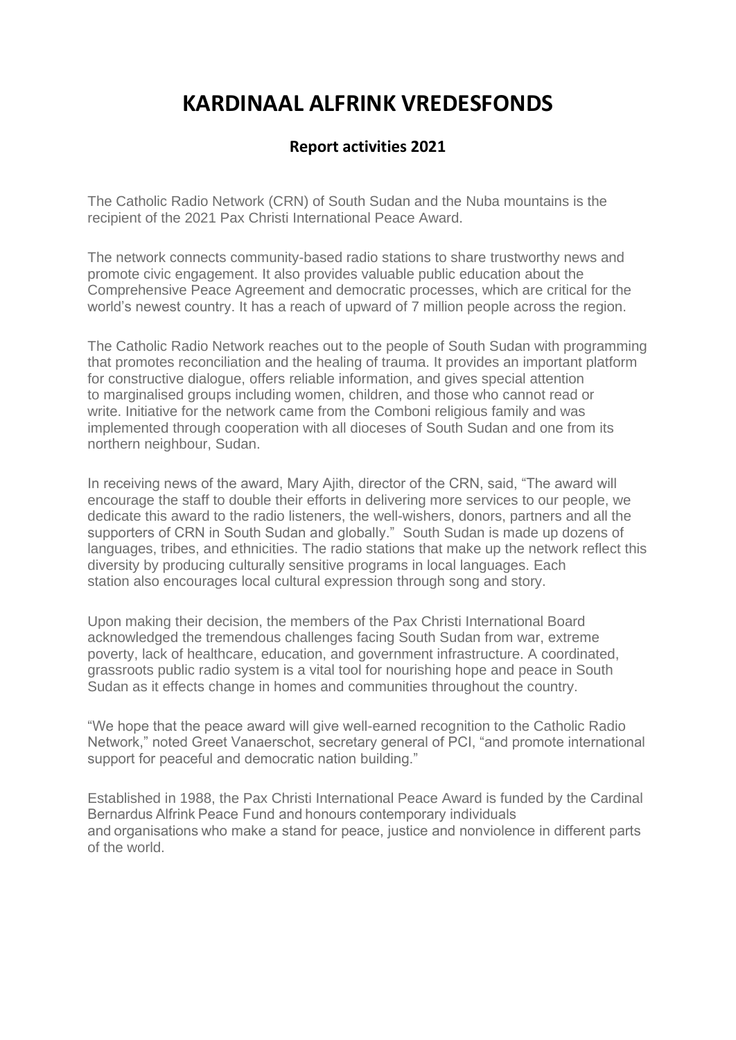# KARDINAAL ALFRINK VREDESFONDS

## Report activities 2021

The Catholic Radio Network (CRN) of South Sudan and the Nuba mountains is the recipient of the 2021 Pax Christi International Peace Award.

The network connects community-based radio stations to share trustworthy news and promote civic engagement. It also provides valuable public education about the Comprehensive Peace Agreement and democratic processes, which are critical for the world's newest country. It has a reach of upward of 7 million people across the region.

The Catholic Radio Network reaches out to the people of South Sudan with programming that promotes reconciliation and the healing of trauma. It provides an important platform for constructive dialogue, offers reliable information, and gives special attention to marginalised groups including women, children, and those who cannot read or write. Initiative for the network came from the Comboni religious family and was implemented through cooperation with all dioceses of South Sudan and one from its northern neighbour, Sudan.

In receiving news of the award, Mary Ajith, director of the CRN, said, "The award will encourage the staff to double their efforts in delivering more services to our people, we dedicate this award to the radio listeners, the well-wishers, donors, partners and all the supporters of CRN in South Sudan and globally." South Sudan is made up dozens of languages, tribes, and ethnicities. The radio stations that make up the network reflect this diversity by producing culturally sensitive programs in local languages. Each station also encourages local cultural expression through song and story.

Upon making their decision, the members of the Pax Christi International Board acknowledged the tremendous challenges facing South Sudan from war, extreme poverty, lack of healthcare, education, and government infrastructure. A coordinated, grassroots public radio system is a vital tool for nourishing hope and peace in South Sudan as it effects change in homes and communities throughout the country.

"We hope that the peace award will give well-earned recognition to the Catholic Radio Network," noted Greet Vanaerschot, secretary general of PCI, "and promote international support for peaceful and democratic nation building."

Established in 1988, the Pax Christi International Peace Award is funded by the Cardinal Bernardus Alfrink Peace Fund and honours contemporary individuals and organisations who make a stand for peace, justice and nonviolence in different parts of the world.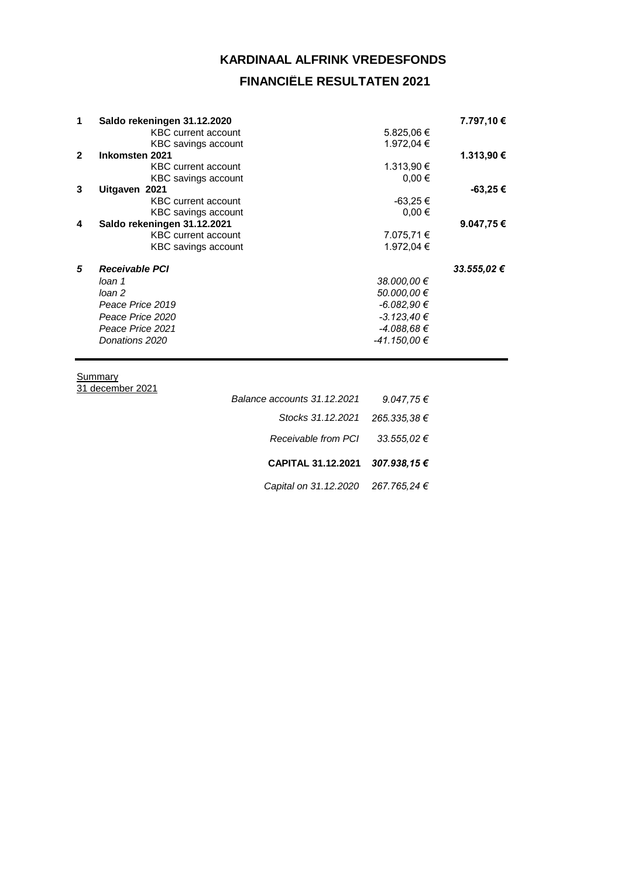# KARDINAAL ALFRINK VREDESFONDS

## FINANCIËLE RESULTATEN 2021

| | | | |
|---|---|---|---|
| **1** | **Saldo rekeningen 31.12.2020** | | **7.797,10 €** |
| | KBC current account | 5.825,06 € | |
| | KBC savings account | 1.972,04 € | |
| **2** | **Inkomsten 2021** | | **1.313,90 €** |
| | KBC current account | 1.313,90 € | |
| | KBC savings account | 0,00 € | |
| **3** | **Uitgaven 2021** | | **-63,25 €** |
| | KBC current account | -63,25 € | |
| | KBC savings account | 0,00 € | |
| **4** | **Saldo rekeningen 31.12.2021** | | **9.047,75 €** |
| | KBC current account | 7.075,71 € | |
| | KBC savings account | 1.972,04 € | |
| ***5*** | ***Receivable PCI*** | | ***33.555,02 €*** |
| | *loan 1* | *38.000,00 €* | |
| | *loan 2* | *50.000,00 €* | |
| | *Peace Price 2019* | *-6.082,90 €* | |
| | *Peace Price 2020* | *-3.123,40 €* | |
| | *Peace Price 2021* | *-4.088,68 €* | |
| | *Donations 2020* | *-41.150,00 €* | |

Summary
31 december 2021

| | |
|---|---|
| *Balance accounts 31.12.2021* | *9.047,75 €* |
| *Stocks 31.12.2021* | *265.335,38 €* |
| *Receivable from PCI* | *33.555,02 €* |
| **CAPITAL 31.12.2021** | ***307.938,15 €*** |
| *Capital on 31.12.2020* | *267.765,24 €* |